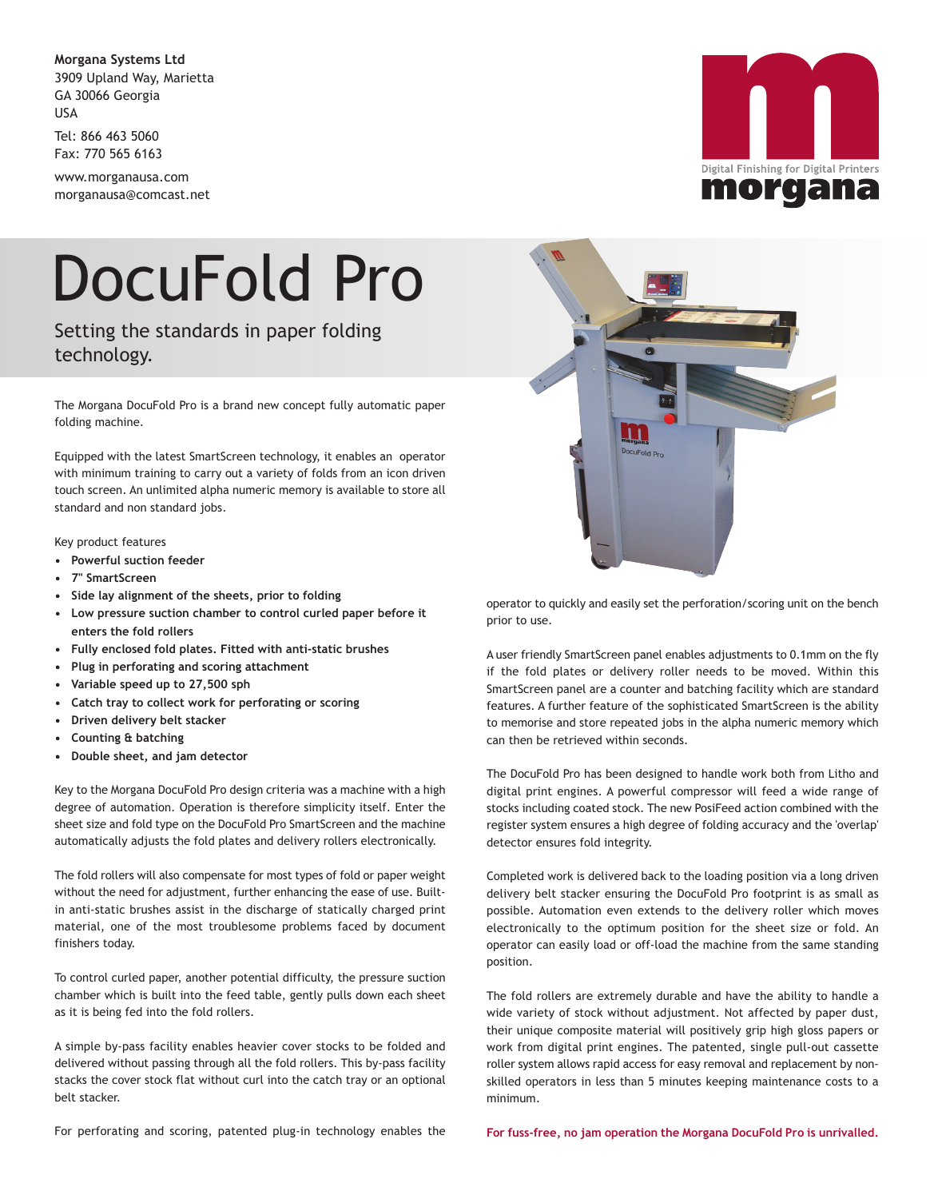**Morgana Systems Ltd**
3909 Upland Way, Marietta
GA 30066 Georgia
USA

Tel: 866 463 5060
Fax: 770 565 6163

www.morganausa.com
morganausa@comcast.net

Digital Finishing for Digital Printers
morgana

# DocuFold Pro

## Setting the standards in paper folding technology.

The Morgana DocuFold Pro is a brand new concept fully automatic paper folding machine.

Equipped with the latest SmartScreen technology, it enables an operator with minimum training to carry out a variety of folds from an icon driven touch screen. An unlimited alpha numeric memory is available to store all standard and non standard jobs.

Key product features

- **Powerful suction feeder**
- **7" SmartScreen**
- **Side lay alignment of the sheets, prior to folding**
- **Low pressure suction chamber to control curled paper before it enters the fold rollers**
- **Fully enclosed fold plates. Fitted with anti-static brushes**
- **Plug in perforating and scoring attachment**
- **Variable speed up to 27,500 sph**
- **Catch tray to collect work for perforating or scoring**
- **Driven delivery belt stacker**
- **Counting & batching**
- **Double sheet, and jam detector**

Key to the Morgana DocuFold Pro design criteria was a machine with a high degree of automation. Operation is therefore simplicity itself. Enter the sheet size and fold type on the DocuFold Pro SmartScreen and the machine automatically adjusts the fold plates and delivery rollers electronically.

The fold rollers will also compensate for most types of fold or paper weight without the need for adjustment, further enhancing the ease of use. Built-in anti-static brushes assist in the discharge of statically charged print material, one of the most troublesome problems faced by document finishers today.

To control curled paper, another potential difficulty, the pressure suction chamber which is built into the feed table, gently pulls down each sheet as it is being fed into the fold rollers.

A simple by-pass facility enables heavier cover stocks to be folded and delivered without passing through all the fold rollers. This by-pass facility stacks the cover stock flat without curl into the catch tray or an optional belt stacker.

For perforating and scoring, patented plug-in technology enables the operator to quickly and easily set the perforation/scoring unit on the bench prior to use.

A user friendly SmartScreen panel enables adjustments to 0.1mm on the fly if the fold plates or delivery roller needs to be moved. Within this SmartScreen panel are a counter and batching facility which are standard features. A further feature of the sophisticated SmartScreen is the ability to memorise and store repeated jobs in the alpha numeric memory which can then be retrieved within seconds.

The DocuFold Pro has been designed to handle work both from Litho and digital print engines. A powerful compressor will feed a wide range of stocks including coated stock. The new PosiFeed action combined with the register system ensures a high degree of folding accuracy and the 'overlap' detector ensures fold integrity.

Completed work is delivered back to the loading position via a long driven delivery belt stacker ensuring the DocuFold Pro footprint is as small as possible. Automation even extends to the delivery roller which moves electronically to the optimum position for the sheet size or fold. An operator can easily load or off-load the machine from the same standing position.

The fold rollers are extremely durable and have the ability to handle a wide variety of stock without adjustment. Not affected by paper dust, their unique composite material will positively grip high gloss papers or work from digital print engines. The patented, single pull-out cassette roller system allows rapid access for easy removal and replacement by non-skilled operators in less than 5 minutes keeping maintenance costs to a minimum.

**For fuss-free, no jam operation the Morgana DocuFold Pro is unrivalled.**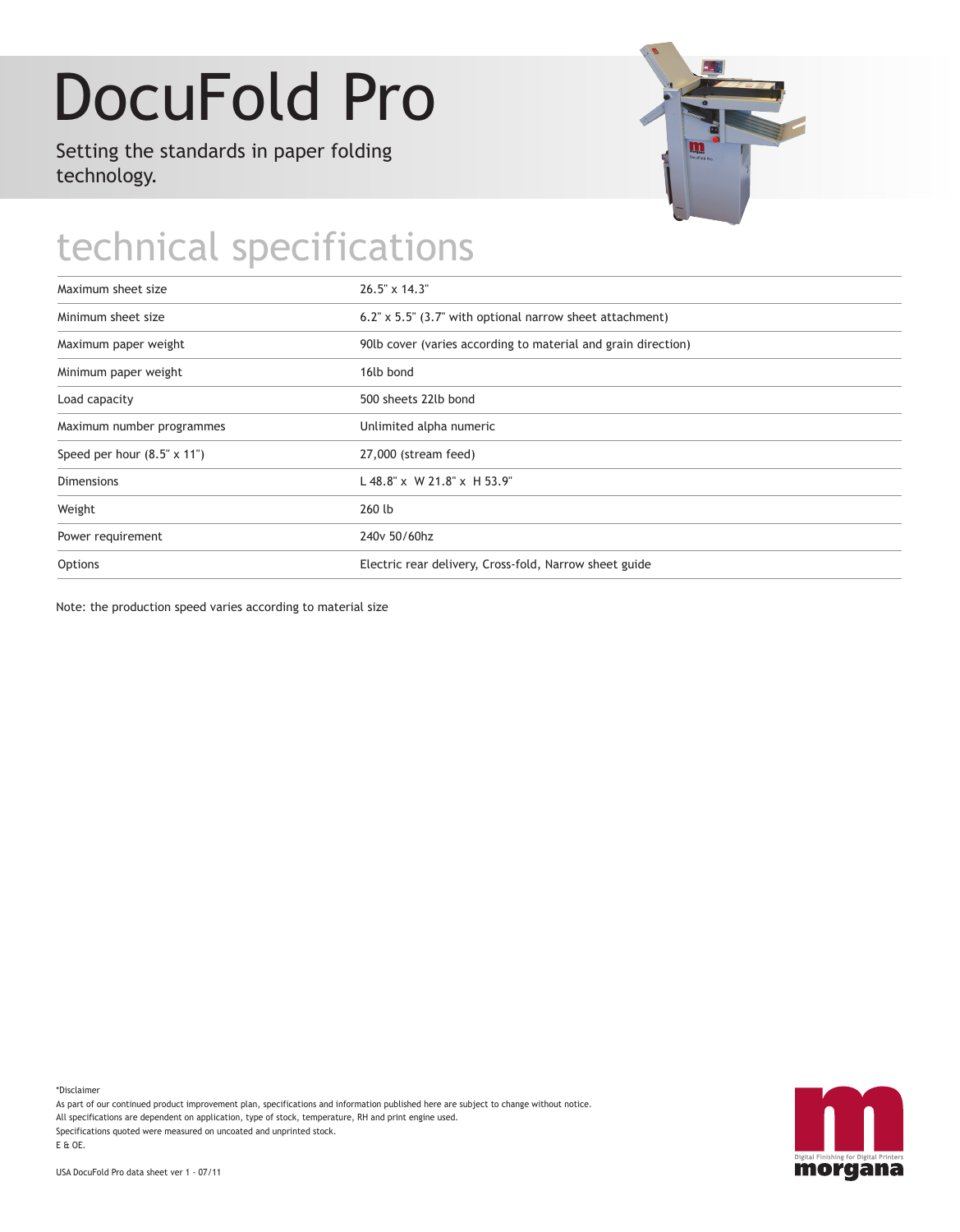# DocuFold Pro

Setting the standards in paper folding technology.

## technical specifications

| | |
|---|---|
| Maximum sheet size | 26.5" x 14.3" |
| Minimum sheet size | 6.2" x 5.5" (3.7" with optional narrow sheet attachment) |
| Maximum paper weight | 90lb cover (varies according to material and grain direction) |
| Minimum paper weight | 16lb bond |
| Load capacity | 500 sheets 22lb bond |
| Maximum number programmes | Unlimited alpha numeric |
| Speed per hour (8.5" x 11") | 27,000 (stream feed) |
| Dimensions | L 48.8" x W 21.8" x H 53.9" |
| Weight | 260 lb |
| Power requirement | 240v 50/60hz |
| Options | Electric rear delivery, Cross-fold, Narrow sheet guide |

Note: the production speed varies according to material size

*Disclaimer
As part of our continued product improvement plan, specifications and information published here are subject to change without notice.
All specifications are dependent on application, type of stock, temperature, RH and print engine used.
Specifications quoted were measured on uncoated and unprinted stock.
E & OE.

USA DocuFold Pro data sheet ver 1 - 07/11

Digital Finishing for Digital Printers
morgana